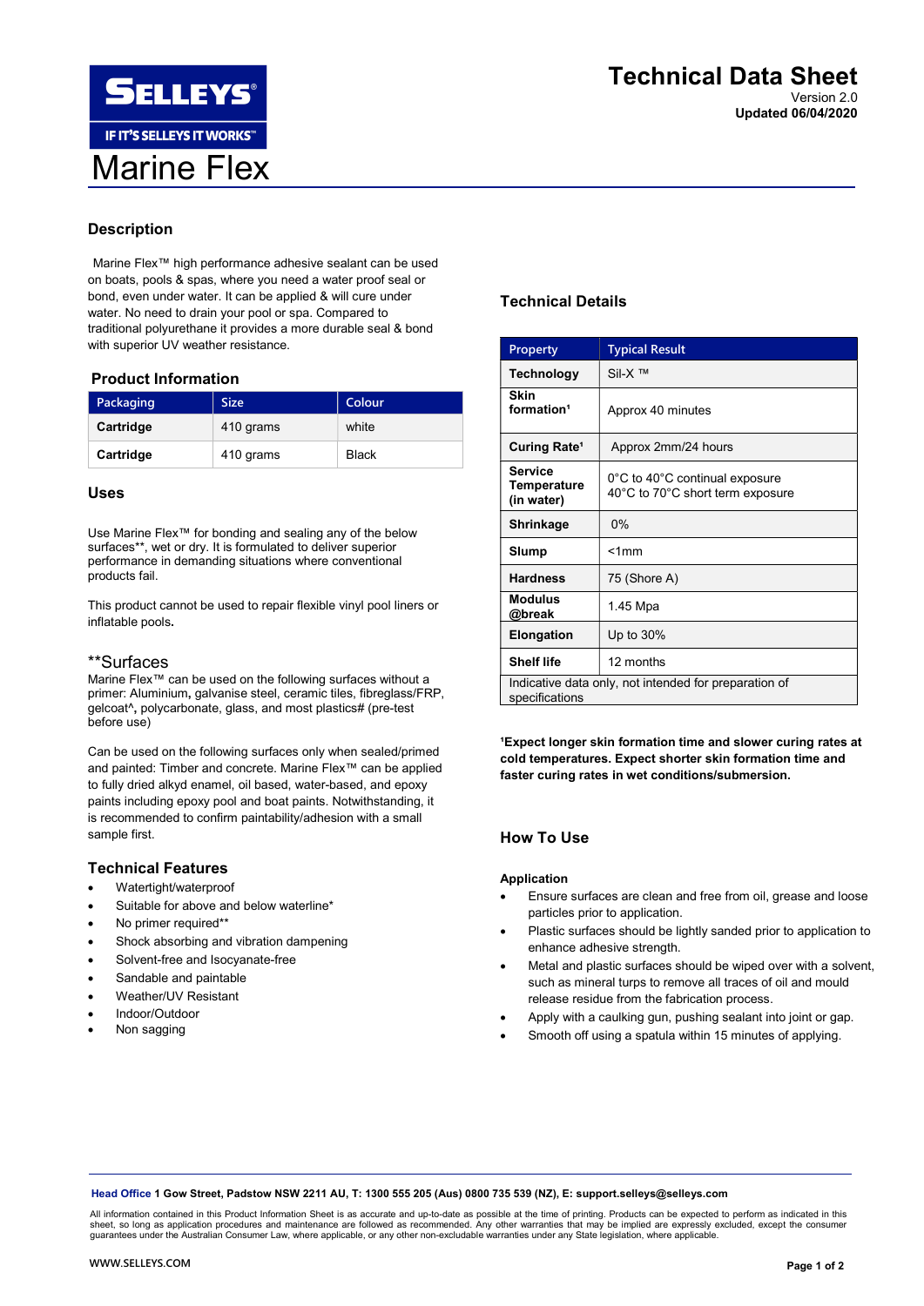# Technical Data Sheet

Version 2.0
**Updated 06/04/2020**

# Marine Flex

## Description

Marine Flex™ high performance adhesive sealant can be used on boats, pools & spas, where you need a water proof seal or bond, even under water. It can be applied & will cure under water. No need to drain your pool or spa. Compared to traditional polyurethane it provides a more durable seal & bond with superior UV weather resistance.

## Product Information

| Packaging | Size | Colour |
|---|---|---|
| **Cartridge** | 410 grams | white |
| **Cartridge** | 410 grams | Black |

## Uses

Use Marine Flex™ for bonding and sealing any of the below surfaces**, wet or dry. It is formulated to deliver superior performance in demanding situations where conventional products fail.

This product cannot be used to repair flexible vinyl pool liners or inflatable pools.

### **Surfaces

Marine Flex™ can be used on the following surfaces without a primer: Aluminium, galvanise steel, ceramic tiles, fibreglass/FRP, gelcoat^, polycarbonate, glass, and most plastics# (pre-test before use)

Can be used on the following surfaces only when sealed/primed and painted: Timber and concrete. Marine Flex™ can be applied to fully dried alkyd enamel, oil based, water-based, and epoxy paints including epoxy pool and boat paints. Notwithstanding, it is recommended to confirm paintability/adhesion with a small sample first.

## Technical Features

- Watertight/waterproof
- Suitable for above and below waterline*
- No primer required**
- Shock absorbing and vibration dampening
- Solvent-free and Isocyanate-free
- Sandable and paintable
- Weather/UV Resistant
- Indoor/Outdoor
- Non sagging

## Technical Details

| Property | Typical Result |
|---|---|
| **Technology** | Sil-X ™ |
| **Skin formation**[1] | Approx 40 minutes |
| **Curing Rate**[1] | Approx 2mm/24 hours |
| **Service Temperature (in water)** | 0°C to 40°C continual exposure<br>40°C to 70°C short term exposure |
| **Shrinkage** | 0% |
| **Slump** | <1mm |
| **Hardness** | 75 (Shore A) |
| **Modulus @break** | 1.45 Mpa |
| **Elongation** | Up to 30% |
| **Shelf life** | 12 months |
| Indicative data only, not intended for preparation of specifications | |

**[1]Expect longer skin formation time and slower curing rates at cold temperatures. Expect shorter skin formation time and faster curing rates in wet conditions/submersion.**

## How To Use

### Application

- Ensure surfaces are clean and free from oil, grease and loose particles prior to application.
- Plastic surfaces should be lightly sanded prior to application to enhance adhesive strength.
- Metal and plastic surfaces should be wiped over with a solvent, such as mineral turps to remove all traces of oil and mould release residue from the fabrication process.
- Apply with a caulking gun, pushing sealant into joint or gap.
- Smooth off using a spatula within 15 minutes of applying.

**Head Office 1 Gow Street, Padstow NSW 2211 AU, T: 1300 555 205 (Aus) 0800 735 539 (NZ), E: support.selleys@selleys.com**

All information contained in this Product Information Sheet is as accurate and up-to-date as possible at the time of printing. Products can be expected to perform as indicated in this sheet, so long as application procedures and maintenance are followed as recommended. Any other warranties that may be implied are expressly excluded, except the consumer guarantees under the Australian Consumer Law, where applicable, or any other non-excludable warranties under any State legislation, where applicable.

WWW.SELLEYS.COM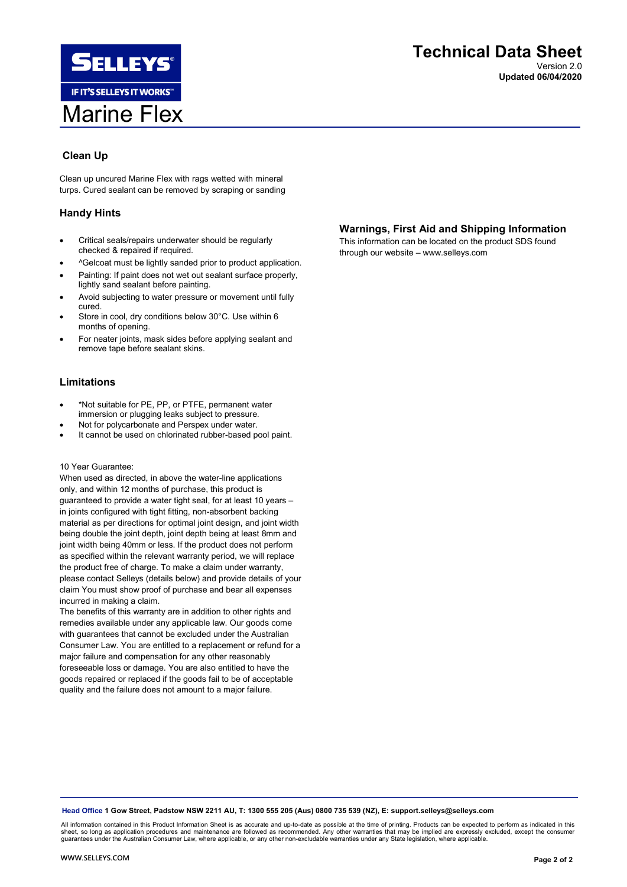# Marine Flex

## Clean Up

Clean up uncured Marine Flex with rags wetted with mineral turps. Cured sealant can be removed by scraping or sanding

## Handy Hints

- Critical seals/repairs underwater should be regularly checked & repaired if required.
- ^Gelcoat must be lightly sanded prior to product application.
- Painting: If paint does not wet out sealant surface properly, lightly sand sealant before painting.
- Avoid subjecting to water pressure or movement until fully cured.
- Store in cool, dry conditions below 30°C. Use within 6 months of opening.
- For neater joints, mask sides before applying sealant and remove tape before sealant skins.

## Limitations

- *Not suitable for PE, PP, or PTFE, permanent water immersion or plugging leaks subject to pressure.
- Not for polycarbonate and Perspex under water.
- It cannot be used on chlorinated rubber-based pool paint.

10 Year Guarantee:

When used as directed, in above the water-line applications only, and within 12 months of purchase, this product is guaranteed to provide a water tight seal, for at least 10 years – in joints configured with tight fitting, non-absorbent backing material as per directions for optimal joint design, and joint width being double the joint depth, joint depth being at least 8mm and joint width being 40mm or less. If the product does not perform as specified within the relevant warranty period, we will replace the product free of charge. To make a claim under warranty, please contact Selleys (details below) and provide details of your claim You must show proof of purchase and bear all expenses incurred in making a claim.

The benefits of this warranty are in addition to other rights and remedies available under any applicable law. Our goods come with guarantees that cannot be excluded under the Australian Consumer Law. You are entitled to a replacement or refund for a major failure and compensation for any other reasonably foreseeable loss or damage. You are also entitled to have the goods repaired or replaced if the goods fail to be of acceptable quality and the failure does not amount to a major failure.

## Warnings, First Aid and Shipping Information

This information can be located on the product SDS found through our website – www.selleys.com

**Head Office 1 Gow Street, Padstow NSW 2211 AU, T: 1300 555 205 (Aus) 0800 735 539 (NZ), E: support.selleys@selleys.com**

All information contained in this Product Information Sheet is as accurate and up-to-date as possible at the time of printing. Products can be expected to perform as indicated in this sheet, so long as application procedures and maintenance are followed as recommended. Any other warranties that may be implied are expressly excluded, except the consumer guarantees under the Australian Consumer Law, where applicable, or any other non-excludable warranties under any State legislation, where applicable.